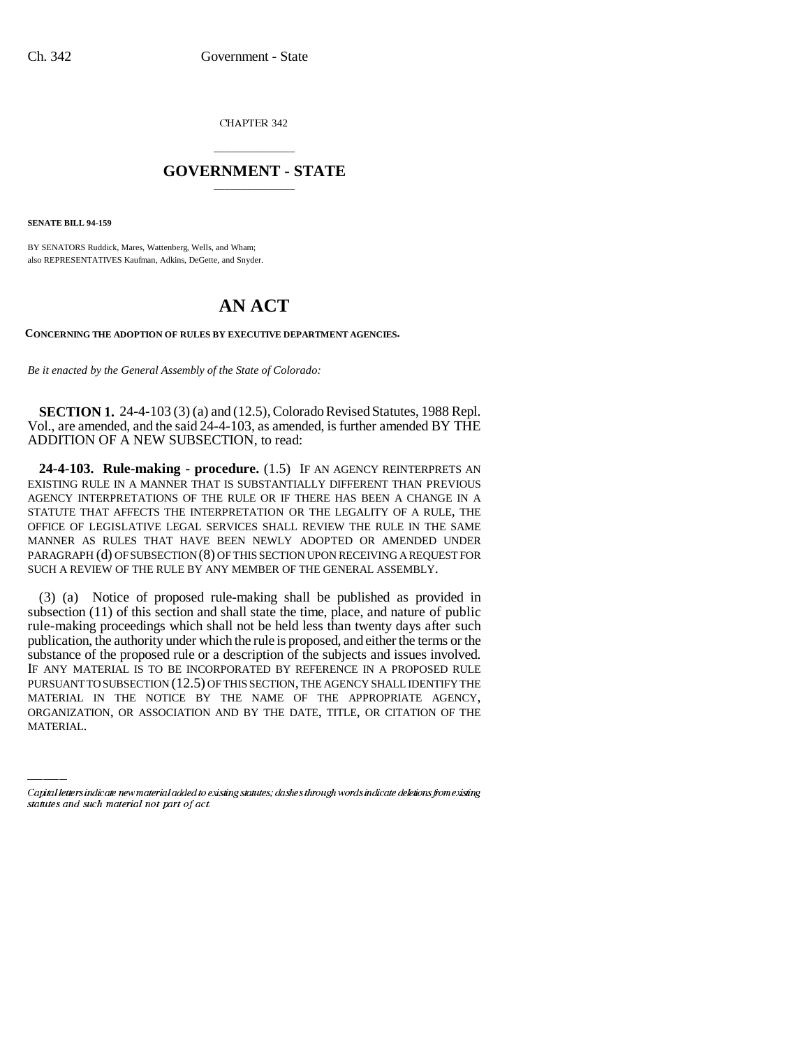CHAPTER 342

# GOVERNMENT - STATE

**SENATE BILL 94-159**

BY SENATORS Ruddick, Mares, Wattenberg, Wells, and Wham;
also REPRESENTATIVES Kaufman, Adkins, DeGette, and Snyder.

# AN ACT

**CONCERNING THE ADOPTION OF RULES BY EXECUTIVE DEPARTMENT AGENCIES.**

*Be it enacted by the General Assembly of the State of Colorado:*

**SECTION 1.** 24-4-103 (3) (a) and (12.5), Colorado Revised Statutes, 1988 Repl. Vol., are amended, and the said 24-4-103, as amended, is further amended BY THE ADDITION OF A NEW SUBSECTION, to read:

**24-4-103. Rule-making - procedure.** (1.5) IF AN AGENCY REINTERPRETS AN EXISTING RULE IN A MANNER THAT IS SUBSTANTIALLY DIFFERENT THAN PREVIOUS AGENCY INTERPRETATIONS OF THE RULE OR IF THERE HAS BEEN A CHANGE IN A STATUTE THAT AFFECTS THE INTERPRETATION OR THE LEGALITY OF A RULE, THE OFFICE OF LEGISLATIVE LEGAL SERVICES SHALL REVIEW THE RULE IN THE SAME MANNER AS RULES THAT HAVE BEEN NEWLY ADOPTED OR AMENDED UNDER PARAGRAPH (d) OF SUBSECTION (8) OF THIS SECTION UPON RECEIVING A REQUEST FOR SUCH A REVIEW OF THE RULE BY ANY MEMBER OF THE GENERAL ASSEMBLY.

(3) (a) Notice of proposed rule-making shall be published as provided in subsection (11) of this section and shall state the time, place, and nature of public rule-making proceedings which shall not be held less than twenty days after such publication, the authority under which the rule is proposed, and either the terms or the substance of the proposed rule or a description of the subjects and issues involved. IF ANY MATERIAL IS TO BE INCORPORATED BY REFERENCE IN A PROPOSED RULE PURSUANT TO SUBSECTION (12.5) OF THIS SECTION, THE AGENCY SHALL IDENTIFY THE MATERIAL IN THE NOTICE BY THE NAME OF THE APPROPRIATE AGENCY, ORGANIZATION, OR ASSOCIATION AND BY THE DATE, TITLE, OR CITATION OF THE MATERIAL.

---

*Capital letters indicate new material added to existing statutes; dashes through words indicate deletions from existing statutes and such material not part of act.*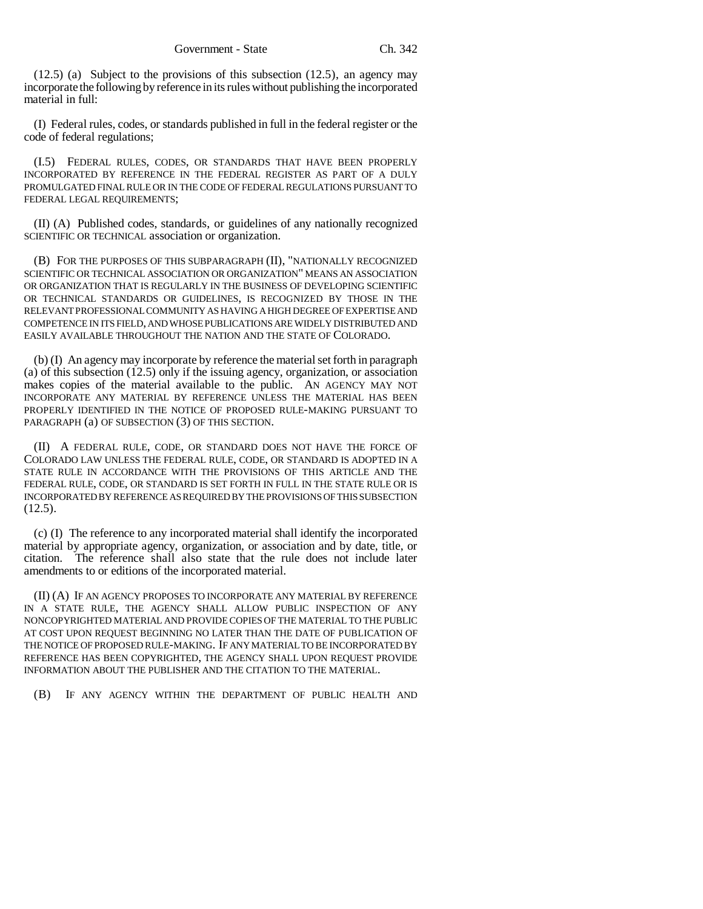(12.5) (a) Subject to the provisions of this subsection (12.5), an agency may incorporate the following by reference in its rules without publishing the incorporated material in full:

(I) Federal rules, codes, or standards published in full in the federal register or the code of federal regulations;

(I.5) FEDERAL RULES, CODES, OR STANDARDS THAT HAVE BEEN PROPERLY INCORPORATED BY REFERENCE IN THE FEDERAL REGISTER AS PART OF A DULY PROMULGATED FINAL RULE OR IN THE CODE OF FEDERAL REGULATIONS PURSUANT TO FEDERAL LEGAL REQUIREMENTS;

(II) (A) Published codes, standards, or guidelines of any nationally recognized SCIENTIFIC OR TECHNICAL association or organization.

(B) FOR THE PURPOSES OF THIS SUBPARAGRAPH (II), "NATIONALLY RECOGNIZED SCIENTIFIC OR TECHNICAL ASSOCIATION OR ORGANIZATION" MEANS AN ASSOCIATION OR ORGANIZATION THAT IS REGULARLY IN THE BUSINESS OF DEVELOPING SCIENTIFIC OR TECHNICAL STANDARDS OR GUIDELINES, IS RECOGNIZED BY THOSE IN THE RELEVANT PROFESSIONAL COMMUNITY AS HAVING A HIGH DEGREE OF EXPERTISE AND COMPETENCE IN ITS FIELD, AND WHOSE PUBLICATIONS ARE WIDELY DISTRIBUTED AND EASILY AVAILABLE THROUGHOUT THE NATION AND THE STATE OF COLORADO.

(b) (I) An agency may incorporate by reference the material set forth in paragraph (a) of this subsection (12.5) only if the issuing agency, organization, or association makes copies of the material available to the public. AN AGENCY MAY NOT INCORPORATE ANY MATERIAL BY REFERENCE UNLESS THE MATERIAL HAS BEEN PROPERLY IDENTIFIED IN THE NOTICE OF PROPOSED RULE-MAKING PURSUANT TO PARAGRAPH (a) OF SUBSECTION (3) OF THIS SECTION.

(II) A FEDERAL RULE, CODE, OR STANDARD DOES NOT HAVE THE FORCE OF COLORADO LAW UNLESS THE FEDERAL RULE, CODE, OR STANDARD IS ADOPTED IN A STATE RULE IN ACCORDANCE WITH THE PROVISIONS OF THIS ARTICLE AND THE FEDERAL RULE, CODE, OR STANDARD IS SET FORTH IN FULL IN THE STATE RULE OR IS INCORPORATED BY REFERENCE AS REQUIRED BY THE PROVISIONS OF THIS SUBSECTION (12.5).

(c) (I) The reference to any incorporated material shall identify the incorporated material by appropriate agency, organization, or association and by date, title, or citation. The reference shall also state that the rule does not include later amendments to or editions of the incorporated material.

(II) (A) IF AN AGENCY PROPOSES TO INCORPORATE ANY MATERIAL BY REFERENCE IN A STATE RULE, THE AGENCY SHALL ALLOW PUBLIC INSPECTION OF ANY NONCOPYRIGHTED MATERIAL AND PROVIDE COPIES OF THE MATERIAL TO THE PUBLIC AT COST UPON REQUEST BEGINNING NO LATER THAN THE DATE OF PUBLICATION OF THE NOTICE OF PROPOSED RULE-MAKING. IF ANY MATERIAL TO BE INCORPORATED BY REFERENCE HAS BEEN COPYRIGHTED, THE AGENCY SHALL UPON REQUEST PROVIDE INFORMATION ABOUT THE PUBLISHER AND THE CITATION TO THE MATERIAL.

(B) IF ANY AGENCY WITHIN THE DEPARTMENT OF PUBLIC HEALTH AND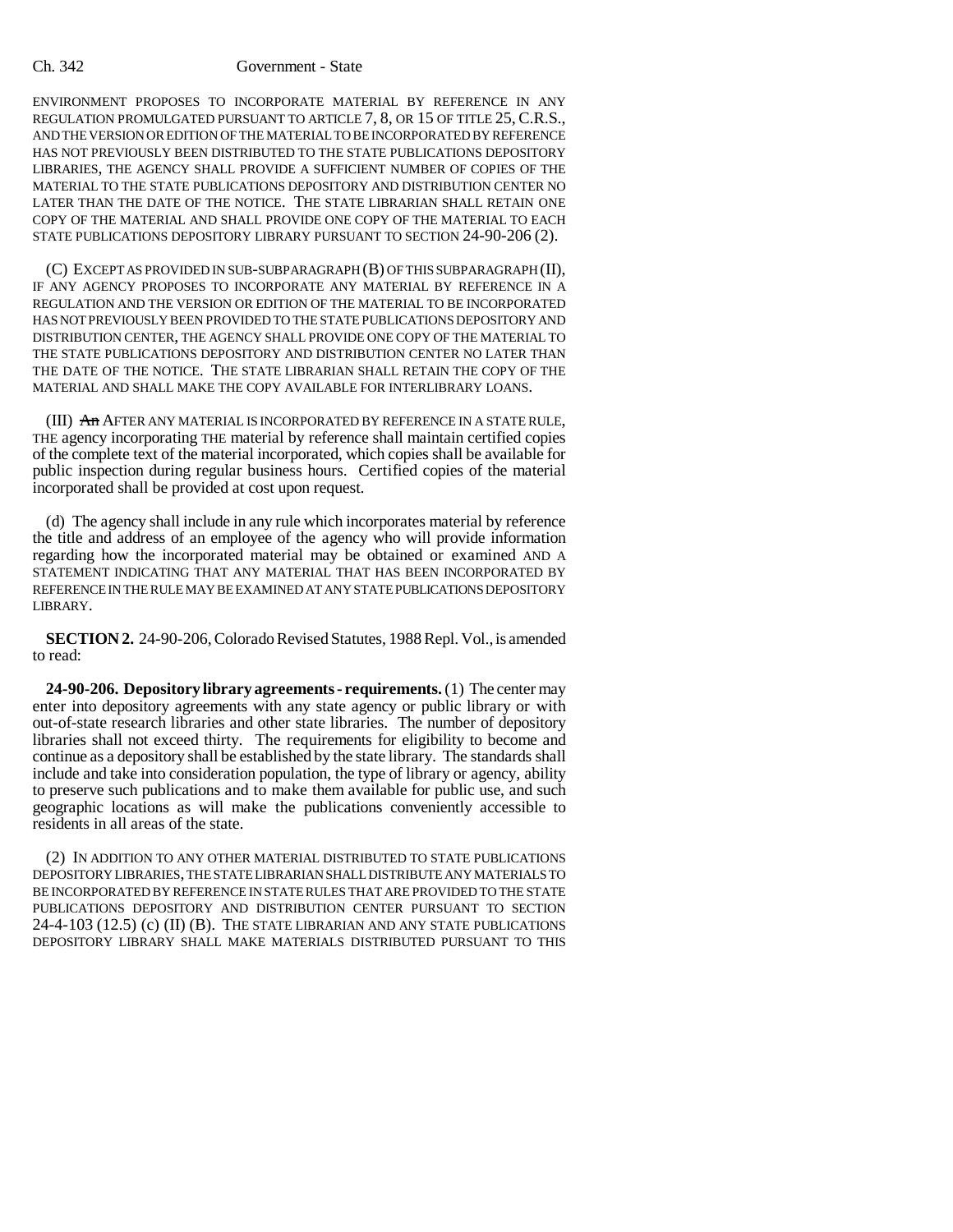ENVIRONMENT PROPOSES TO INCORPORATE MATERIAL BY REFERENCE IN ANY REGULATION PROMULGATED PURSUANT TO ARTICLE 7, 8, OR 15 OF TITLE 25, C.R.S., AND THE VERSION OR EDITION OF THE MATERIAL TO BE INCORPORATED BY REFERENCE HAS NOT PREVIOUSLY BEEN DISTRIBUTED TO THE STATE PUBLICATIONS DEPOSITORY LIBRARIES, THE AGENCY SHALL PROVIDE A SUFFICIENT NUMBER OF COPIES OF THE MATERIAL TO THE STATE PUBLICATIONS DEPOSITORY AND DISTRIBUTION CENTER NO LATER THAN THE DATE OF THE NOTICE. THE STATE LIBRARIAN SHALL RETAIN ONE COPY OF THE MATERIAL AND SHALL PROVIDE ONE COPY OF THE MATERIAL TO EACH STATE PUBLICATIONS DEPOSITORY LIBRARY PURSUANT TO SECTION 24-90-206 (2).

(C) EXCEPT AS PROVIDED IN SUB-SUBPARAGRAPH (B) OF THIS SUBPARAGRAPH (II), IF ANY AGENCY PROPOSES TO INCORPORATE ANY MATERIAL BY REFERENCE IN A REGULATION AND THE VERSION OR EDITION OF THE MATERIAL TO BE INCORPORATED HAS NOT PREVIOUSLY BEEN PROVIDED TO THE STATE PUBLICATIONS DEPOSITORY AND DISTRIBUTION CENTER, THE AGENCY SHALL PROVIDE ONE COPY OF THE MATERIAL TO THE STATE PUBLICATIONS DEPOSITORY AND DISTRIBUTION CENTER NO LATER THAN THE DATE OF THE NOTICE. THE STATE LIBRARIAN SHALL RETAIN THE COPY OF THE MATERIAL AND SHALL MAKE THE COPY AVAILABLE FOR INTERLIBRARY LOANS.

(III) ~~An~~ AFTER ANY MATERIAL IS INCORPORATED BY REFERENCE IN A STATE RULE, THE agency incorporating THE material by reference shall maintain certified copies of the complete text of the material incorporated, which copies shall be available for public inspection during regular business hours. Certified copies of the material incorporated shall be provided at cost upon request.

(d) The agency shall include in any rule which incorporates material by reference the title and address of an employee of the agency who will provide information regarding how the incorporated material may be obtained or examined AND A STATEMENT INDICATING THAT ANY MATERIAL THAT HAS BEEN INCORPORATED BY REFERENCE IN THE RULE MAY BE EXAMINED AT ANY STATE PUBLICATIONS DEPOSITORY LIBRARY.

**SECTION 2.** 24-90-206, Colorado Revised Statutes, 1988 Repl. Vol., is amended to read:

**24-90-206. Depository library agreements - requirements.** (1) The center may enter into depository agreements with any state agency or public library or with out-of-state research libraries and other state libraries. The number of depository libraries shall not exceed thirty. The requirements for eligibility to become and continue as a depository shall be established by the state library. The standards shall include and take into consideration population, the type of library or agency, ability to preserve such publications and to make them available for public use, and such geographic locations as will make the publications conveniently accessible to residents in all areas of the state.

(2) IN ADDITION TO ANY OTHER MATERIAL DISTRIBUTED TO STATE PUBLICATIONS DEPOSITORY LIBRARIES, THE STATE LIBRARIAN SHALL DISTRIBUTE ANY MATERIALS TO BE INCORPORATED BY REFERENCE IN STATE RULES THAT ARE PROVIDED TO THE STATE PUBLICATIONS DEPOSITORY AND DISTRIBUTION CENTER PURSUANT TO SECTION 24-4-103 (12.5) (c) (II) (B). THE STATE LIBRARIAN AND ANY STATE PUBLICATIONS DEPOSITORY LIBRARY SHALL MAKE MATERIALS DISTRIBUTED PURSUANT TO THIS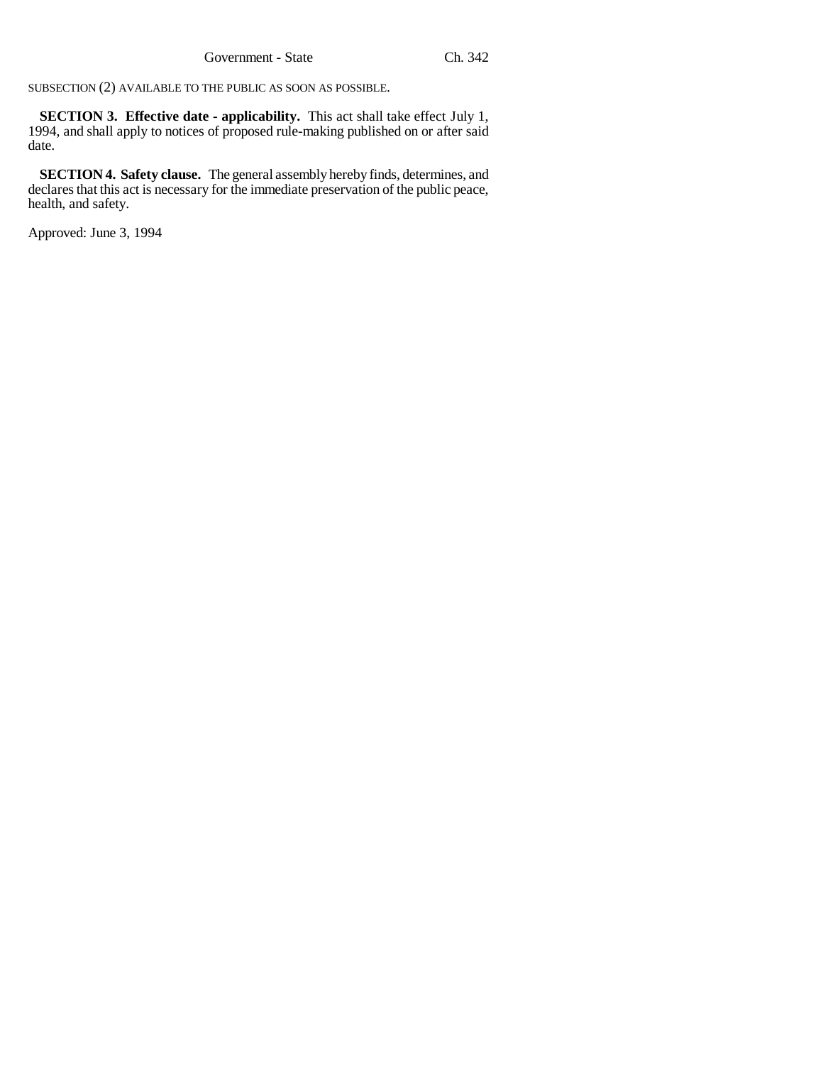SUBSECTION (2) AVAILABLE TO THE PUBLIC AS SOON AS POSSIBLE.

**SECTION 3. Effective date - applicability.** This act shall take effect July 1, 1994, and shall apply to notices of proposed rule-making published on or after said date.

**SECTION 4. Safety clause.** The general assembly hereby finds, determines, and declares that this act is necessary for the immediate preservation of the public peace, health, and safety.

Approved: June 3, 1994